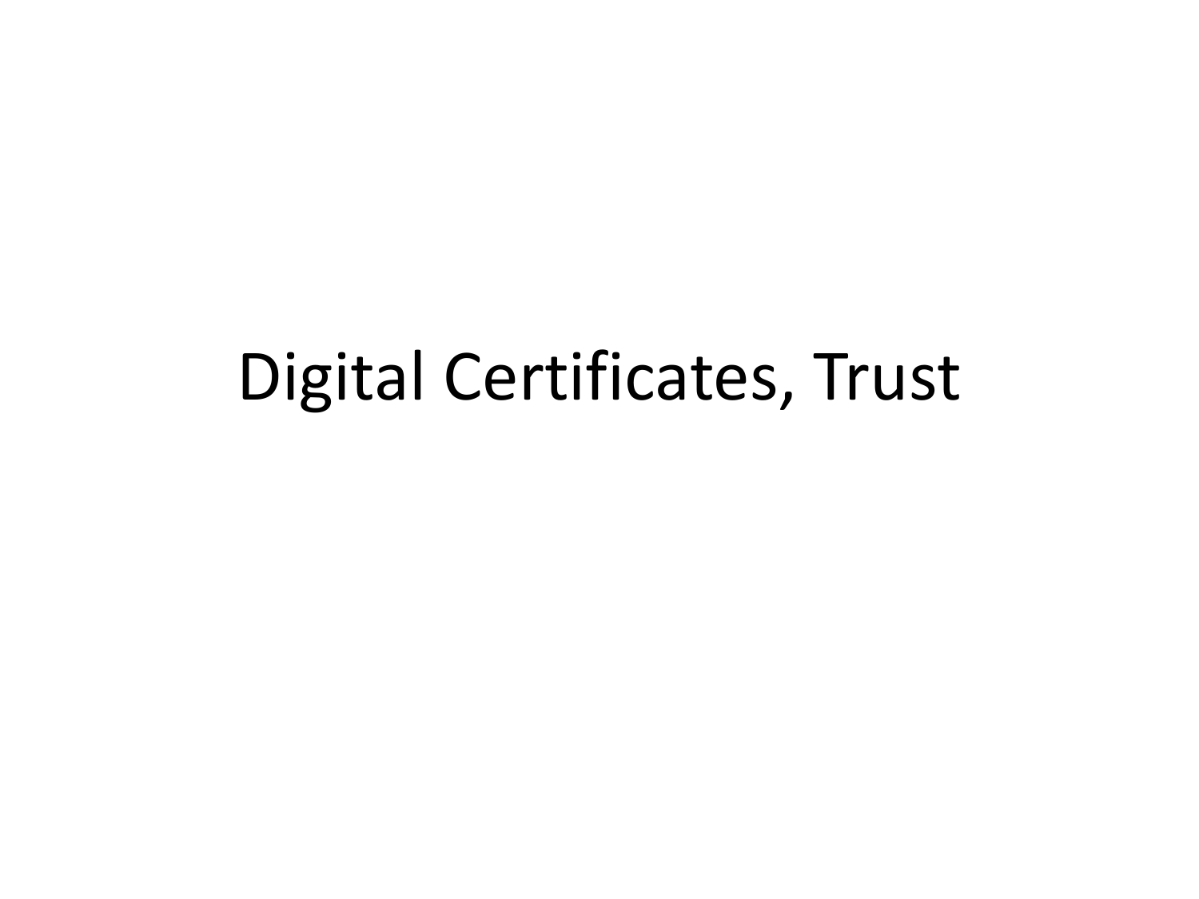# Digital Certificates, Trust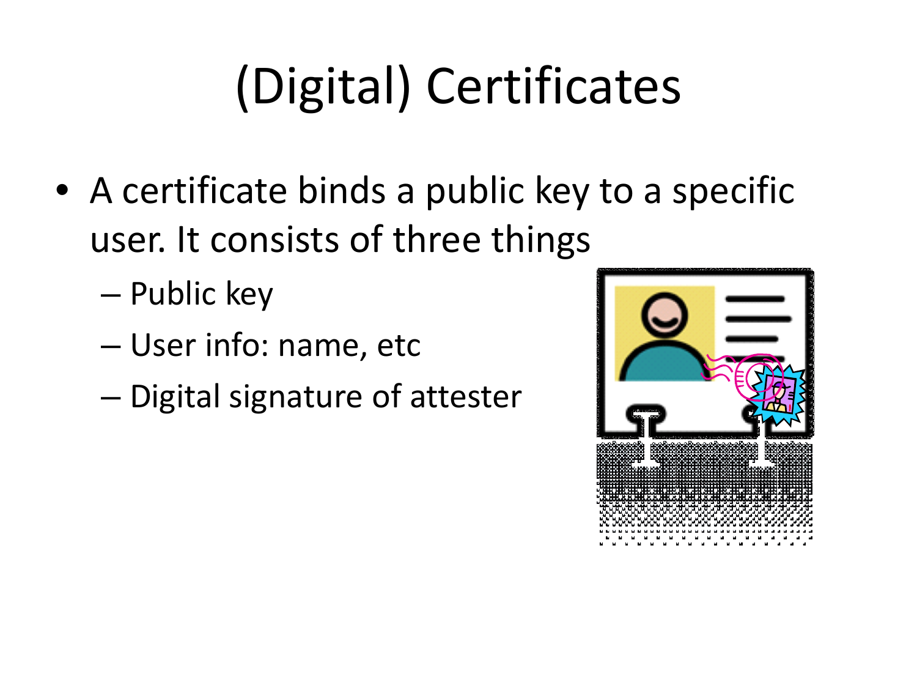# (Digital) Certificates

- A certificate binds a public key to a specific user. It consists of three things
  - Public key
  - User info: name, etc
  - Digital signature of attester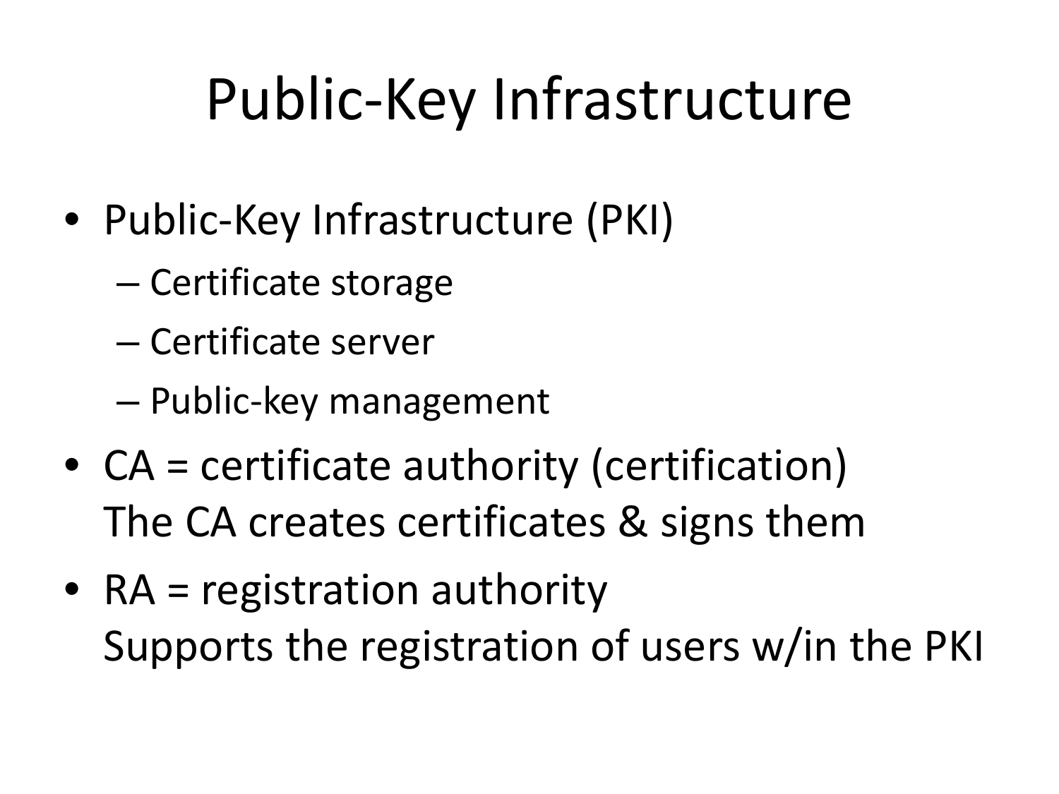# Public-Key Infrastructure

- Public-Key Infrastructure (PKI)
  - Certificate storage
  - Certificate server
  - Public-key management
- CA = certificate authority (certification)
  The CA creates certificates & signs them
- RA = registration authority
  Supports the registration of users w/in the PKI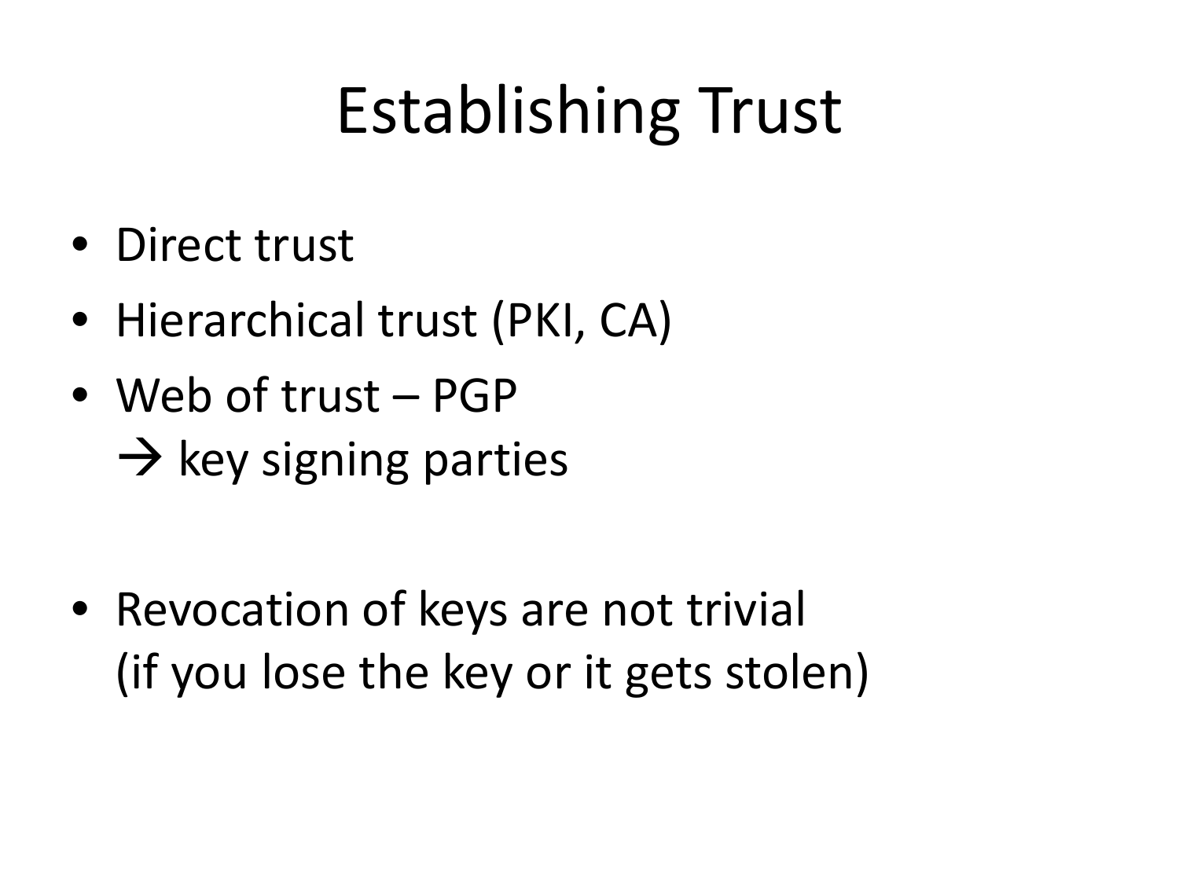# Establishing Trust

- Direct trust
- Hierarchical trust (PKI, CA)
- Web of trust – PGP
  → key signing parties

- Revocation of keys are not trivial
  (if you lose the key or it gets stolen)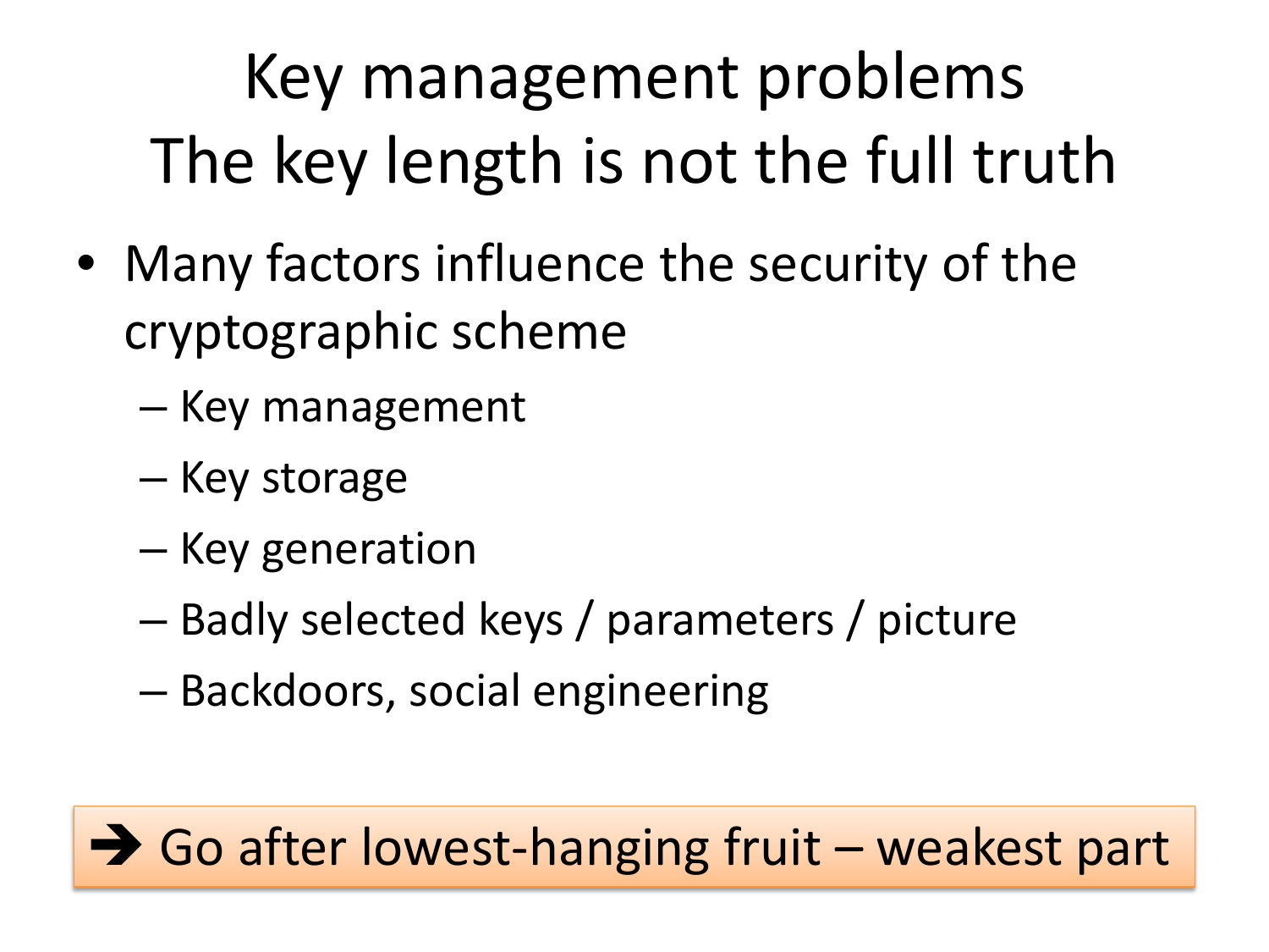# Key management problems
# The key length is not the full truth

- Many factors influence the security of the cryptographic scheme
  - Key management
  - Key storage
  - Key generation
  - Badly selected keys / parameters / picture
  - Backdoors, social engineering

➔ Go after lowest-hanging fruit – weakest part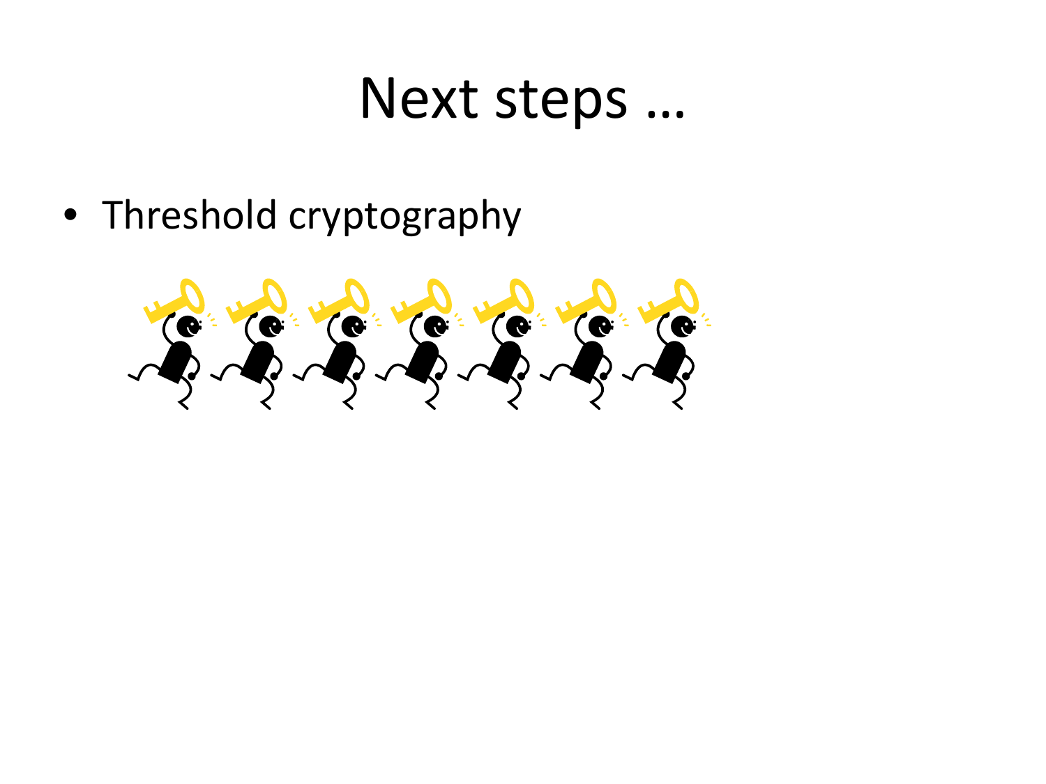# Next steps …

- Threshold cryptography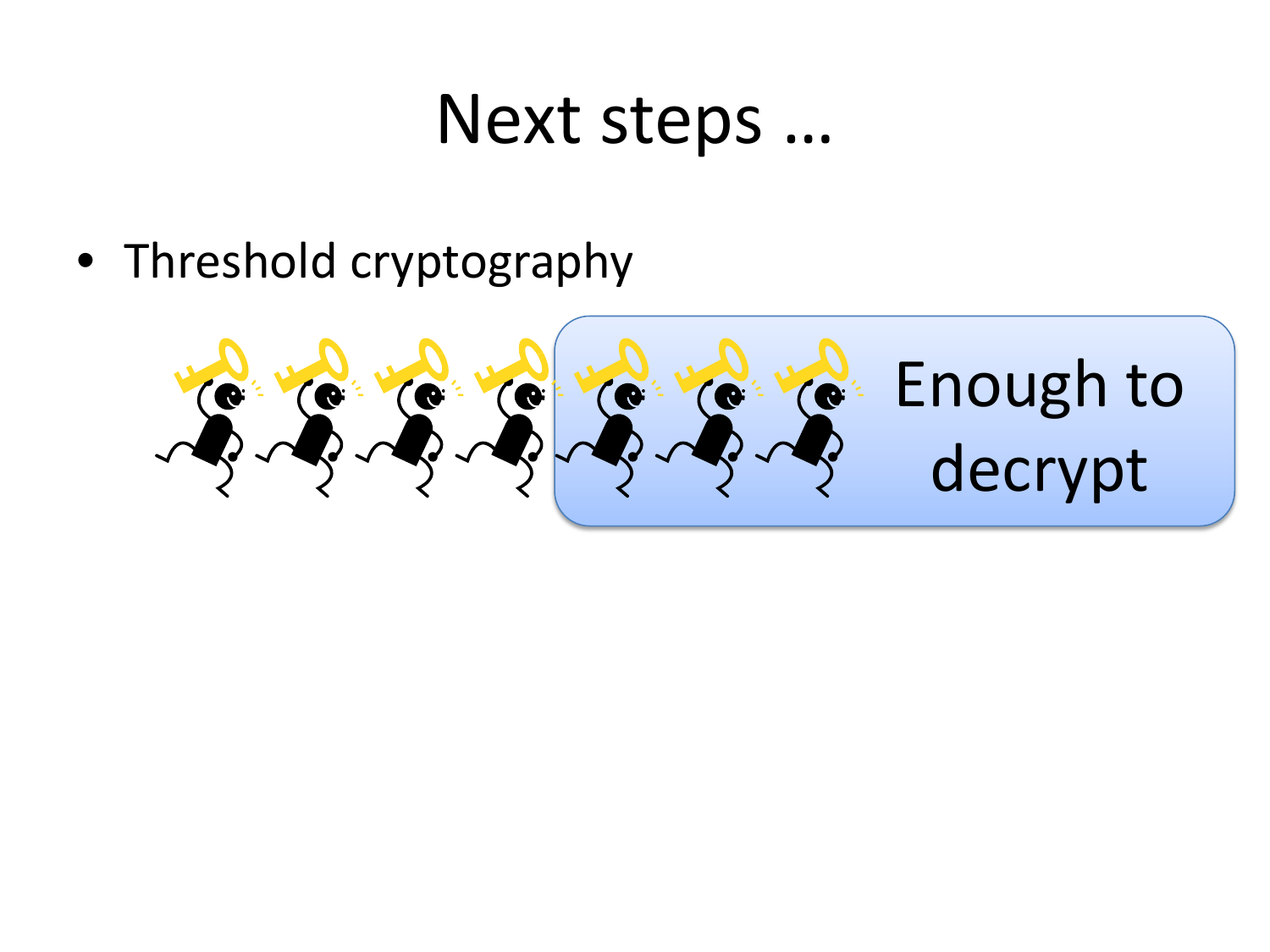# Next steps …

- Threshold cryptography

Enough to decrypt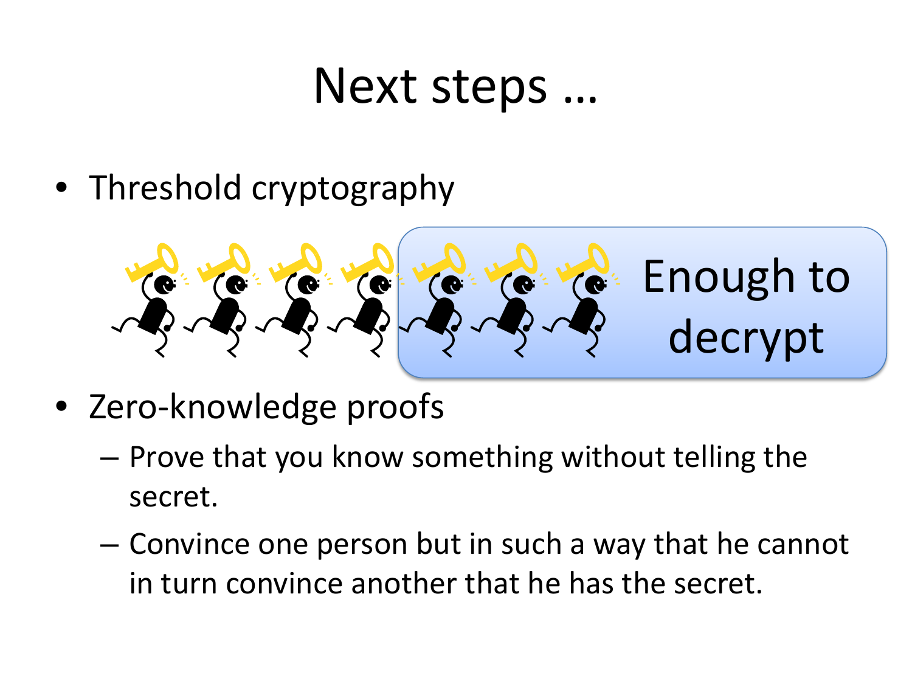# Next steps …

- Threshold cryptography

Enough to decrypt

- Zero-knowledge proofs
  - Prove that you know something without telling the secret.
  - Convince one person but in such a way that he cannot in turn convince another that he has the secret.